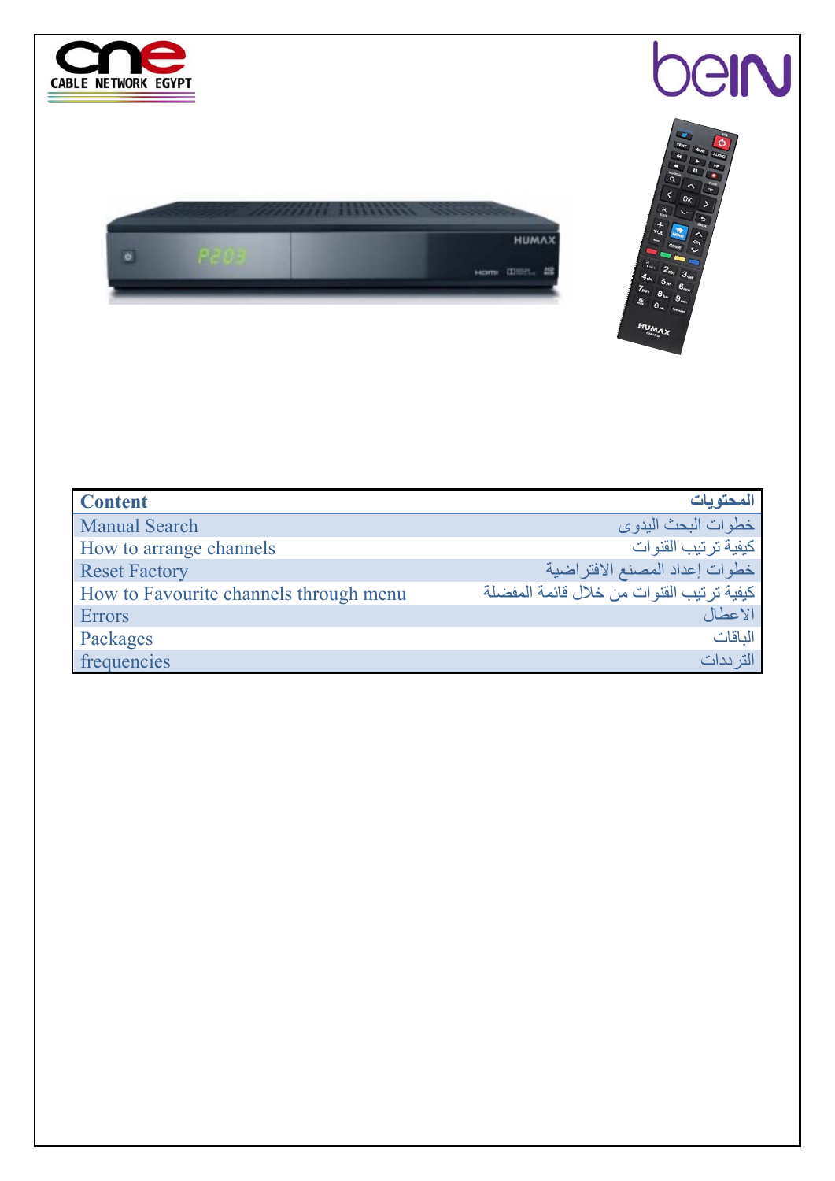CABLE NETWORK EGYPT

| Content | المحتويات |
|---|---|
| Manual Search | خطوات البحث اليدوى |
| How to arrange channels | كيفية ترتيب القنوات |
| Reset Factory | خطوات إعداد المصنع الافتراضية |
| How to Favourite channels through menu | كيفية ترتيب القنوات من خلال قائمة المفضلة |
| Errors | الاعطال |
| Packages | الباقات |
| frequencies | الترددات |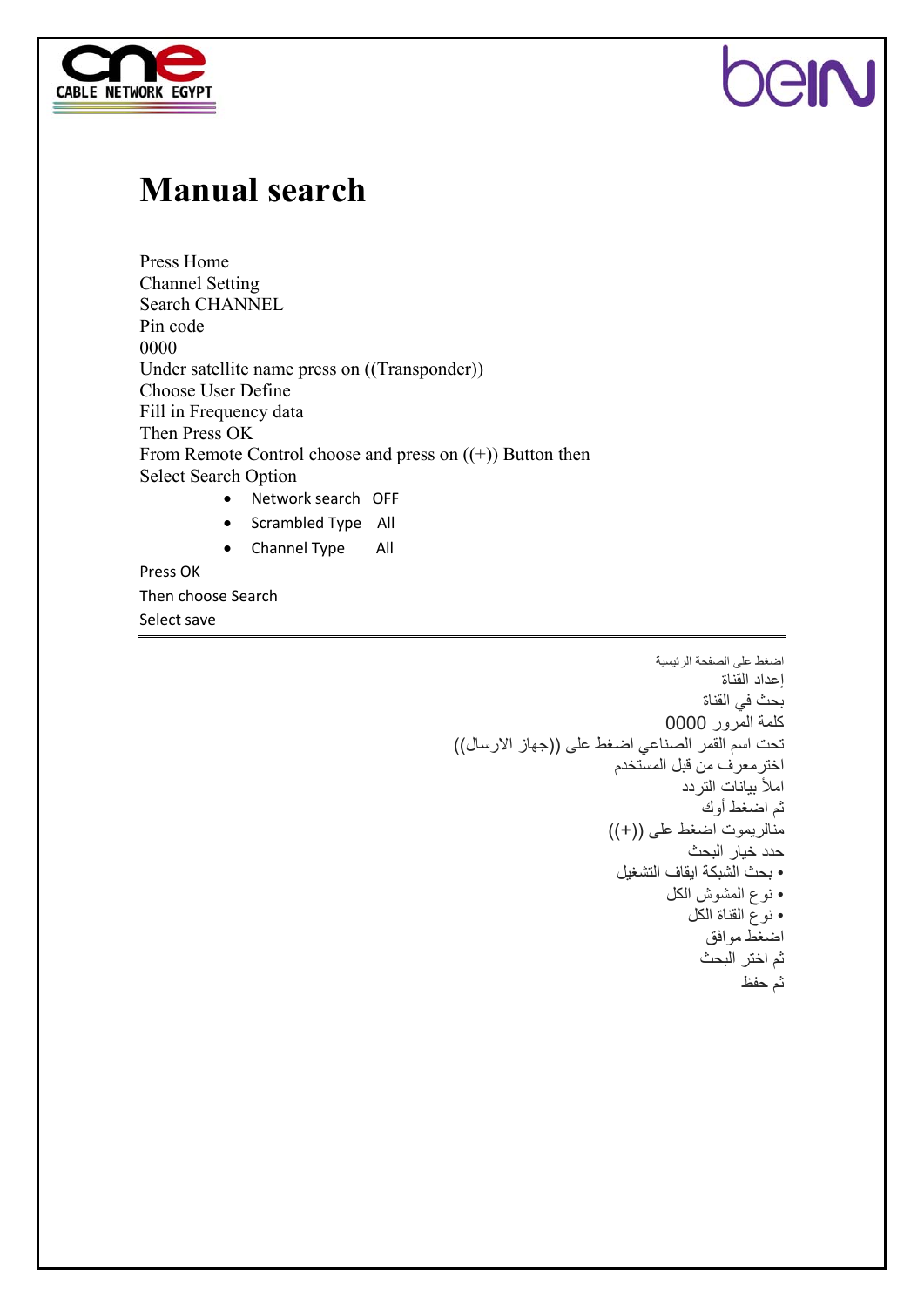# Manual search

Press Home
Channel Setting
Search CHANNEL
Pin code
0000
Under satellite name press on ((Transponder))
Choose User Define
Fill in Frequency data
Then Press OK
From Remote Control choose and press on ((+)) Button then
Select Search Option

- Network search OFF
- Scrambled Type All
- Channel Type All

Press OK
Then choose Search
Select save

---

اضغط على الصفحة الرئيسية
إعداد القناة
بحث في القناة
كلمة المرور 0000
تحت اسم القمر الصناعي اضغط على ((جهاز الارسال))
اخترمعرف من قبل المستخدم
املأ بيانات التردد
ثم اضغط أوك
منالريموت اضغط على ((+))
حدد خيار البحث

- بحث الشبكة ايقاف التشغيل
- نوع المشوش الكل
- نوع القناة الكل

اضغط موافق
ثم اختر البحث
ثم حفظ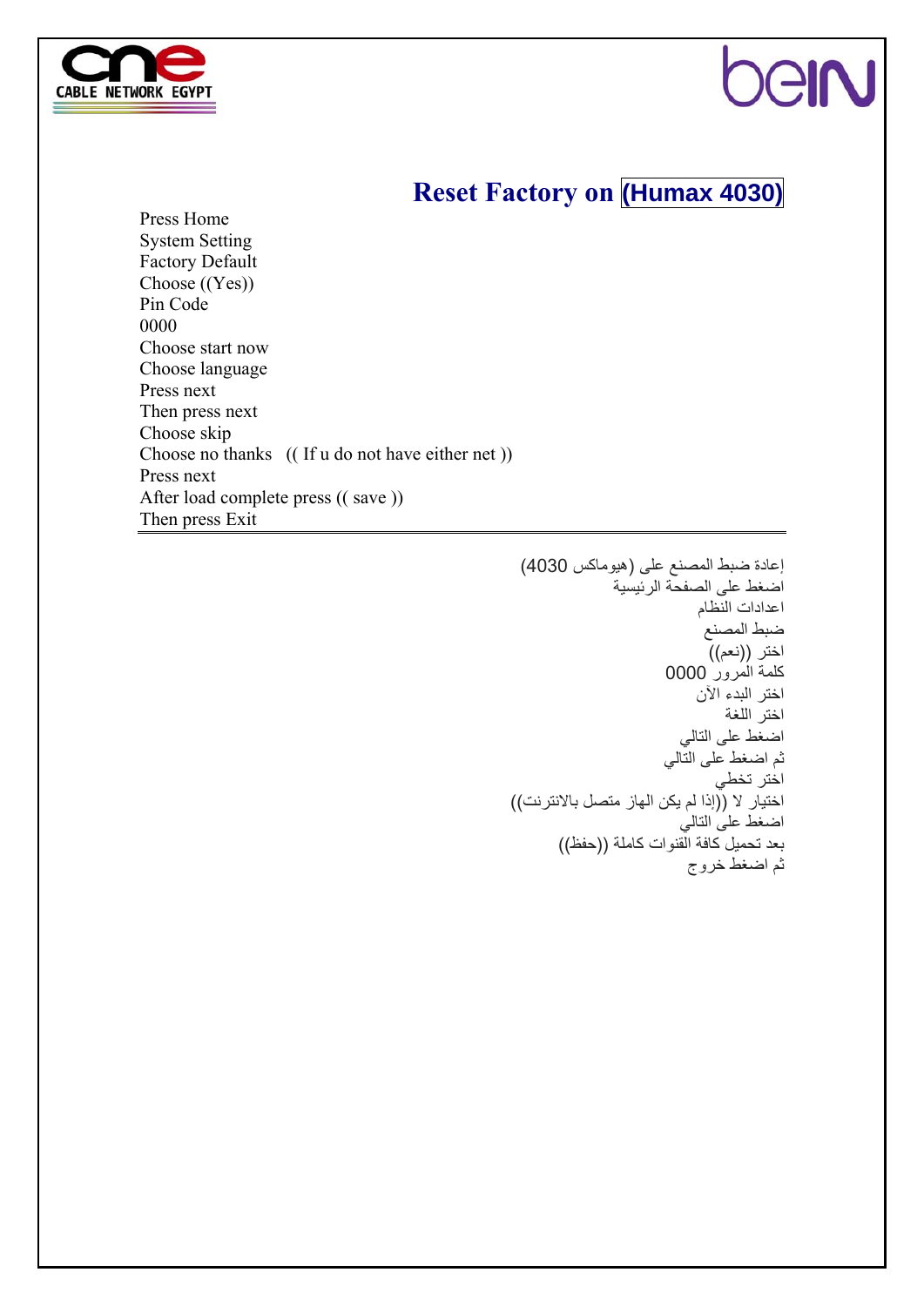CABLE NETWORK EGYPT

beIN

## Reset Factory on (Humax 4030)

Press Home
System Setting
Factory Default
Choose ((Yes))
Pin Code
0000
Choose start now
Choose language
Press next
Then press next
Choose skip
Choose no thanks (( If u do not have either net ))
Press next
After load complete press (( save ))
Then press Exit

---

إعادة ضبط المصنع على (هيوماكس 4030)
اضغط على الصفحة الرئيسية
اعدادات النظام
ضبط المصنع
اختر ((نعم))
كلمة المرور 0000
اختر البدء الآن
اختر اللغة
اضغط على التالي
ثم اضغط على التالي
اختر تخطي
اختيار لا ((إذا لم يكن الهاز متصل بالانترنت))
اضغط على التالي
بعد تحميل كافة القنوات كاملة ((حفظ))
ثم اضغط خروج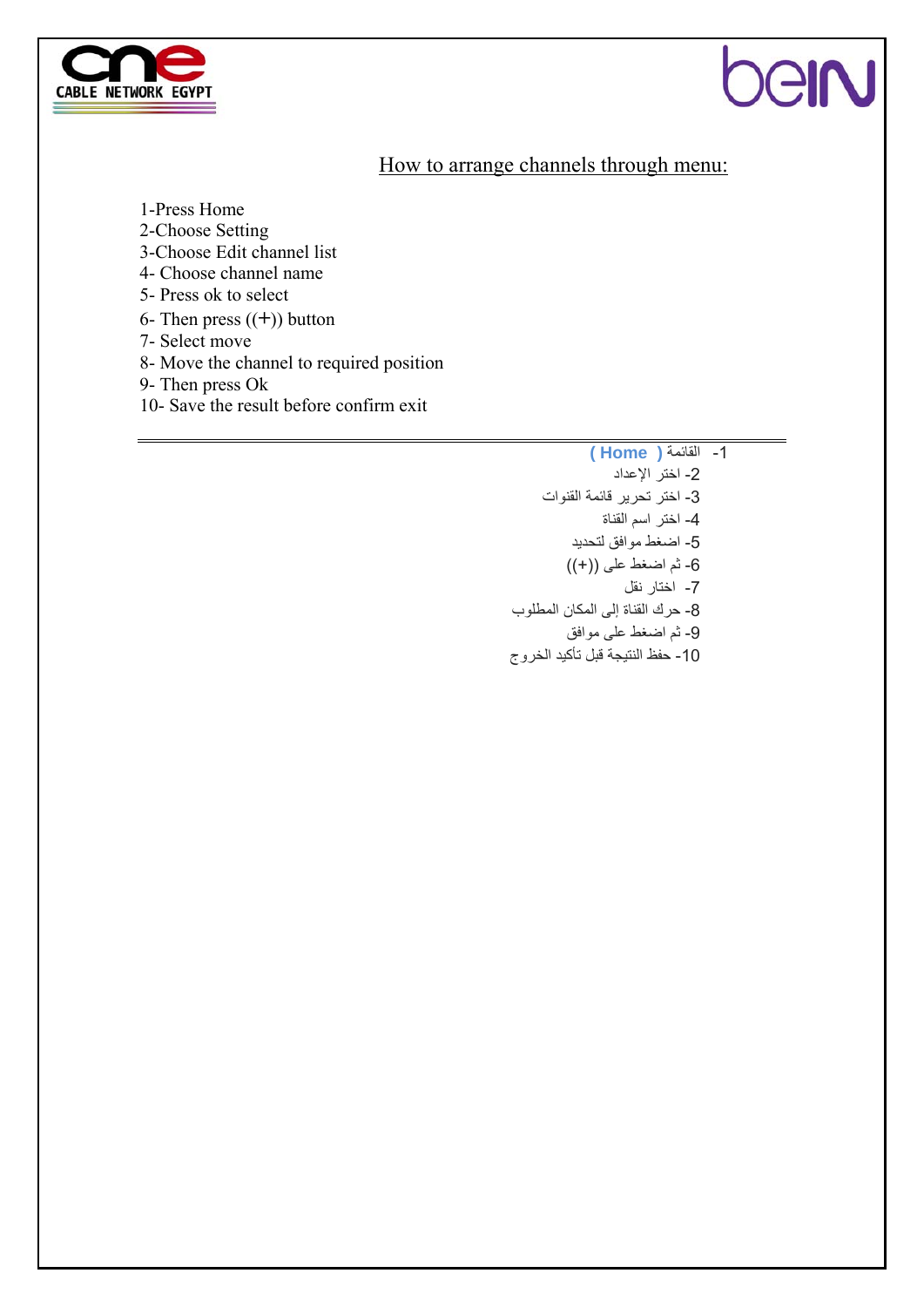CABLE NETWORK EGYPT

## How to arrange channels through menu:

1-Press Home
2-Choose Setting
3-Choose Edit channel list
4- Choose channel name
5- Press ok to select
6- Then press ((+)) button
7- Select move
8- Move the channel to required position
9- Then press Ok
10- Save the result before confirm exit

---

1- القائمة **( Home )**
2- اختر الإعداد
3- اختر تحرير قائمة القنوات
4- اختر اسم القناة
5- اضغط موافق لتحديد
6- ثم اضغط على ((+))
7- اختار نقل
8- حرك القناة إلى المكان المطلوب
9- ثم اضغط على موافق
10- حفظ النتيجة قبل تأكيد الخروج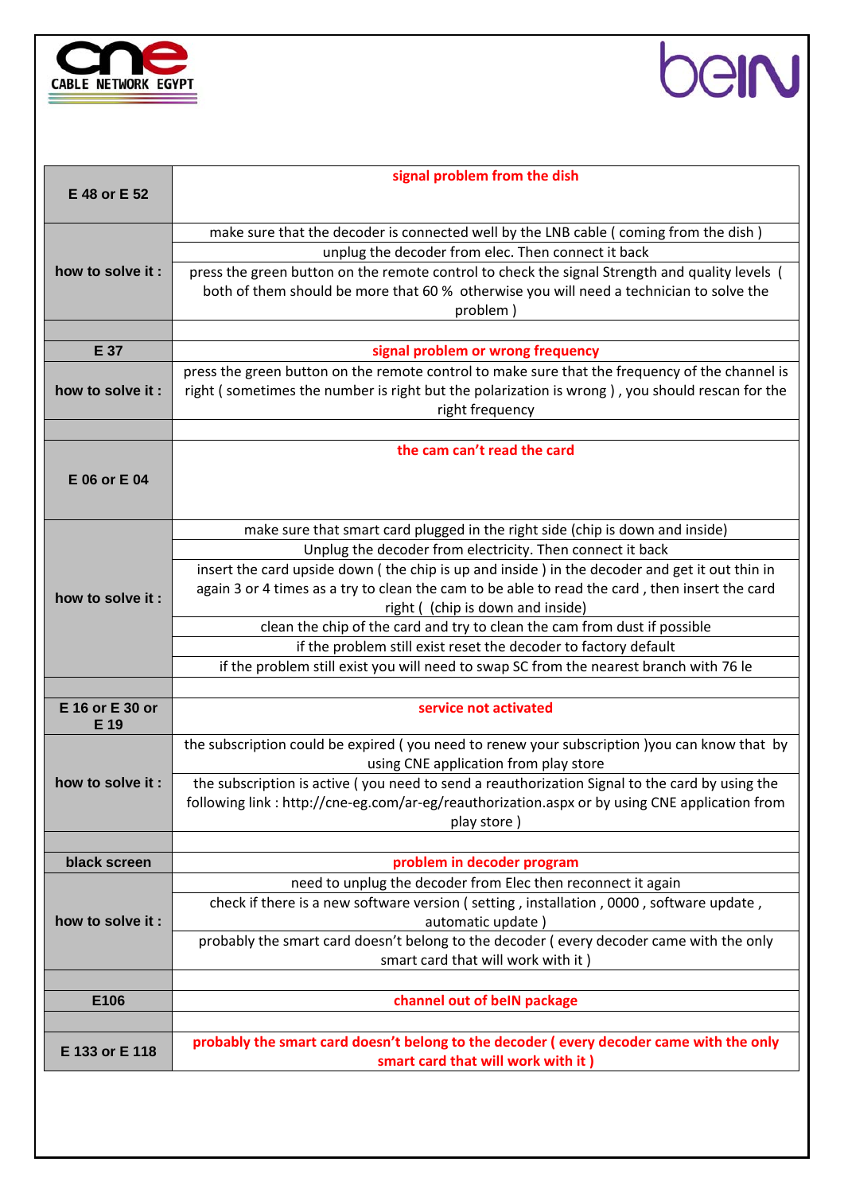CABLE NETWORK EGYPT

| | |
|---|---|
| E 48 or E 52 | **signal problem from the dish** |
| how to solve it : | make sure that the decoder is connected well by the LNB cable ( coming from the dish ) |
| | unplug the decoder from elec. Then connect it back |
| | press the green button on the remote control to check the signal Strength and quality levels ( both of them should be more that 60 % otherwise you will need a technician to solve the problem ) |
| | |
| E 37 | **signal problem or wrong frequency** |
| how to solve it : | press the green button on the remote control to make sure that the frequency of the channel is right ( sometimes the number is right but the polarization is wrong ) , you should rescan for the right frequency |
| | |
| E 06 or E 04 | **the cam can't read the card** |
| how to solve it : | make sure that smart card plugged in the right side (chip is down and inside) |
| | Unplug the decoder from electricity. Then connect it back |
| | insert the card upside down ( the chip is up and inside ) in the decoder and get it out thin in again 3 or 4 times as a try to clean the cam to be able to read the card , then insert the card right ( (chip is down and inside) |
| | clean the chip of the card and try to clean the cam from dust if possible |
| | if the problem still exist reset the decoder to factory default |
| | if the problem still exist you will need to swap SC from the nearest branch with 76 le |
| | |
| E 16 or E 30 or E 19 | **service not activated** |
| how to solve it : | the subscription could be expired ( you need to renew your subscription )you can know that by using CNE application from play store |
| | the subscription is active ( you need to send a reauthorization Signal to the card by using the following link : http://cne-eg.com/ar-eg/reauthorization.aspx or by using CNE application from play store ) |
| | |
| black screen | **problem in decoder program** |
| how to solve it : | need to unplug the decoder from Elec then reconnect it again |
| | check if there is a new software version ( setting , installation , 0000 , software update , automatic update ) |
| | probably the smart card doesn't belong to the decoder ( every decoder came with the only smart card that will work with it ) |
| | |
| E106 | **channel out of beIN package** |
| | |
| E 133 or E 118 | **probably the smart card doesn't belong to the decoder ( every decoder came with the only smart card that will work with it )** |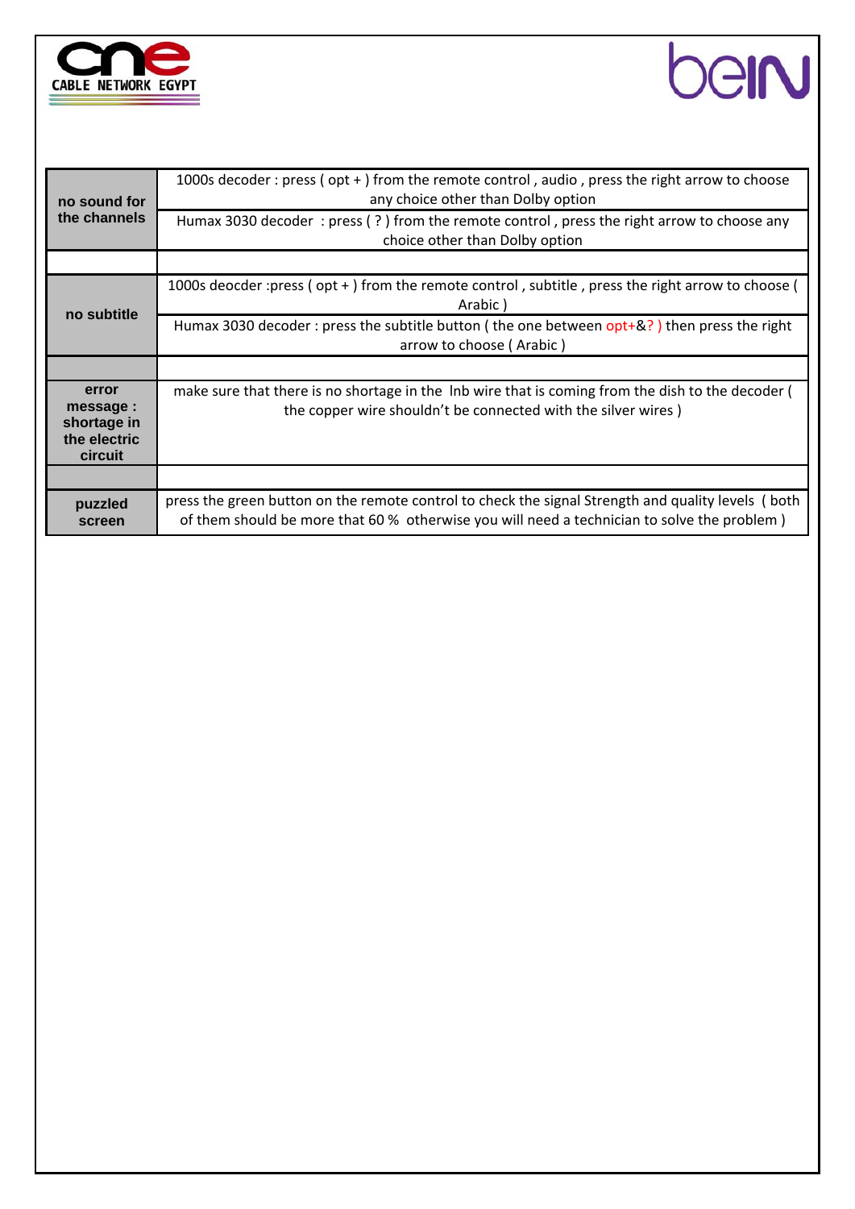| | |
|---|---|
| **no sound for the channels** | 1000s decoder : press ( opt + ) from the remote control , audio , press the right arrow to choose any choice other than Dolby option |
| | Humax 3030 decoder : press ( ? ) from the remote control , press the right arrow to choose any choice other than Dolby option |
| | |
| **no subtitle** | 1000s deocder :press ( opt + ) from the remote control , subtitle , press the right arrow to choose ( Arabic ) |
| | Humax 3030 decoder : press the subtitle button ( the one between opt+&? ) then press the right arrow to choose ( Arabic ) |
| | |
| **error message : shortage in the electric circuit** | make sure that there is no shortage in the lnb wire that is coming from the dish to the decoder ( the copper wire shouldn't be connected with the silver wires ) |
| | |
| **puzzled screen** | press the green button on the remote control to check the signal Strength and quality levels ( both of them should be more that 60 % otherwise you will need a technician to solve the problem ) |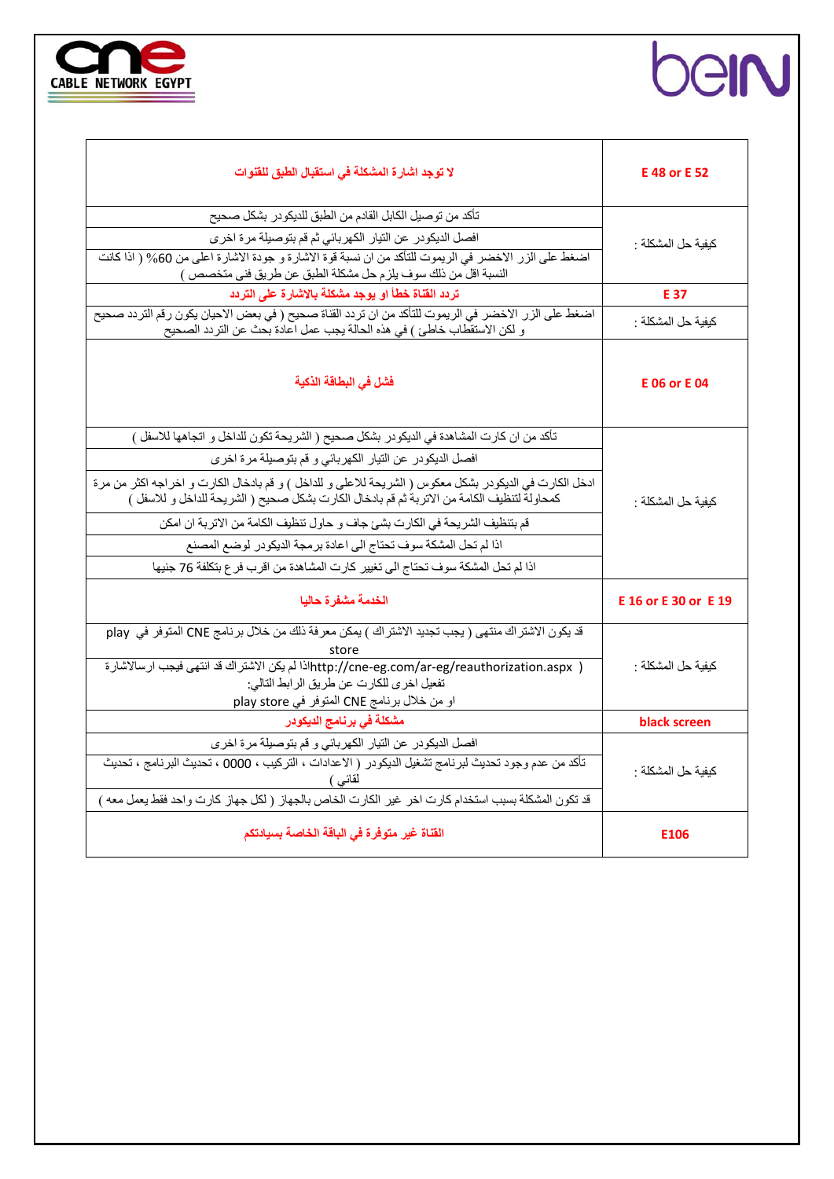CNE
CABLE NETWORK EGYPT

beIN

| E 48 or E 52 | لا توجد اشارة المشكلة في استقبال الطبق للقنوات |
|---|---|
| كيفية حل المشكلة : | تأكد من توصيل الكابل القادم من الطبق للديكودر بشكل صحيح |
| | افصل الديكودر عن التيار الكهربائي ثم قم بتوصيلة مرة اخرى |
| | اضغط على الزر الاخضر في الريموت للتأكد من ان نسبة قوة الاشارة و جودة الاشارة اعلى من 60% ( اذا كانت النسبة اقل من ذلك سوف يلزم حل مشكلة الطبق عن طريق فنى متخصص ) |
| E 37 | تردد القناة خطأ او يوجد مشكلة بالاشارة على التردد |
| كيفية حل المشكلة : | اضغط على الزر الاخضر في الريموت للتأكد من ان تردد القناة صحيح ( في بعض الاحيان يكون رقم التردد صحيح و لكن الاستقطاب خاطئ ) في هذه الحالة يجب عمل اعادة بحث عن التردد الصحيح |
| E 06 or E 04 | فشل في البطاقة الذكية |
| كيفية حل المشكلة : | تأكد من ان كارت المشاهدة في الديكودر بشكل صحيح ( الشريحة تكون للداخل و اتجاهها للاسفل ) |
| | افصل الديكودر عن التيار الكهربائي و قم بتوصيلة مرة اخرى |
| | ادخل الكارت في الديكودر بشكل معكوس ( الشريحة للاعلى و للداخل ) و قم بادخال الكارت و اخراجه اكثر من مرة كمحاولة لتنظيف الكامة من الاتربة ثم قم بادخال الكارت بشكل صحيح ( الشريحة للداخل و للاسفل ) |
| | قم بتنظيف الشريحة في الكارت بشئ جاف و حاول تنظيف الكامة من الاتربة ان امكن |
| | اذا لم تحل المشكة سوف تحتاج الى اعادة برمجة الديكودر لوضع المصنع |
| | اذا لم تحل المشكة سوف تحتاج الى تغيير كارت المشاهدة من اقرب فرع بتكلفة 76 جنيها |
| E 16 or E 30 or E 19 | الخدمة مشفرة حاليا |
| كيفية حل المشكلة : | قد يكون الاشتراك منتهى ( يجب تجديد الاشتراك ) يمكن معرفة ذلك من خلال برنامج CNE المتوفر في play store |
| | اذا لم يكن الاشتراك قد انتهى فيجب ارسالاشارة تفعيل اخرى للكارت عن طريق الرابط التالي: ( http://cne-eg.com/ar-eg/reauthorization.aspx او من خلال برنامج CNE المتوفر في play store |
| black screen | مشكلة في برنامج الديكودر |
| كيفية حل المشكلة : | افصل الديكودر عن التيار الكهربائي و قم بتوصيلة مرة اخرى |
| | تأكد من عدم وجود تحديث لبرنامج تشغيل الديكودر ( الاعدادات ، التركيب ، 0000 ، تحديث البرنامج ، تحديث تلقائي ) |
| | قد تكون المشكلة بسبب استخدام كارت اخر غير الكارت الخاص بالجهاز ( لكل جهاز كارت واحد فقط يعمل معه ) |
| E106 | القناة غير متوفرة في الباقة الخاصة بسيادتكم |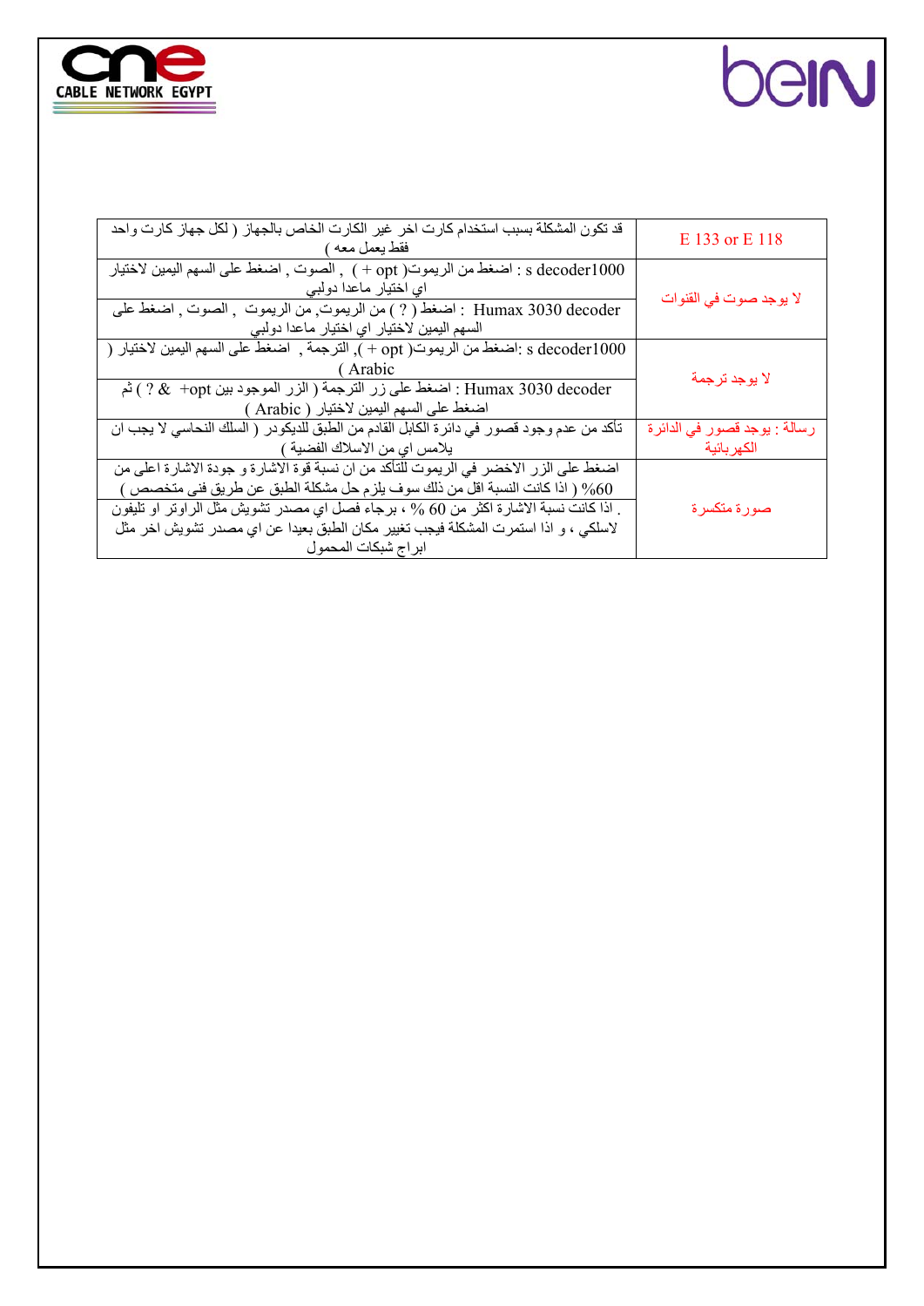CNE
CABLE NETWORK EGYPT

beIN

| | |
|---|---|
| قد تكون المشكلة بسبب استخدام كارت اخر غير الكارت الخاص بالجهاز ( لكل جهاز كارت واحد فقط يعمل معه ) | E 133 or E 118 |
| s decoder1000 : اضغط من الريموت( opt + ) , الصوت , اضغط على السهم اليمين لاختيار اي اختيار ماعدا دولبي<br>Humax 3030 decoder : اضغط ( ? ) من الريموت, من الريموت , الصوت , اضغط على السهم اليمين لاختيار اي اختيار ماعدا دولبي | لا يوجد صوت في القنوات |
| s decoder1000: اضغط من الريموت( opt + ), الترجمة , اضغط على السهم اليمين لاختيار ( Arabic )<br>Humax 3030 decoder : اضغط على زر الترجمة ( الزر الموجود بين opt+ & ? ) ثم اضغط على السهم اليمين لاختيار ( Arabic ) | لا يوجد ترجمة |
| تأكد من عدم وجود قصور في دائرة الكابل القادم من الطبق للديكودر ( السلك النحاسي لا يجب ان يلامس اي من الاسلاك الفضية ) | رسالة : يوجد قصور في الدائرة الكهربائية |
| اضغط على الزر الاخضر في الريموت للتأكد من ان نسبة قوة الاشارة و جودة الاشارة اعلى من 60% ( اذا كانت النسبة اقل من ذلك سوف يلزم حل مشكلة الطبق عن طريق فني متخصص )<br>. اذا كانت نسبة الاشارة اكثر من 60 % ، برجاء فصل اي مصدر تشويش مثل الراوتر او تليفون لاسلكي ، و اذا استمرت المشكلة فيجب تغيير مكان الطبق بعيدا عن اي مصدر تشويش اخر مثل ابراج شبكات المحمول | صورة متكسرة |